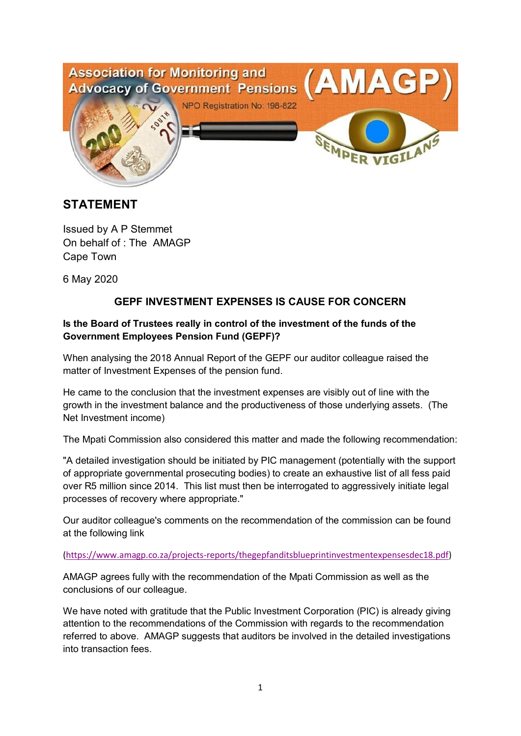Association for Monitoring and Advocacy of Government Pensions (AMAGP)

NPO Registration No: 198-822

SEMPER VIGILANS

## STATEMENT

Issued by A P Stemmet
On behalf of : The AMAGP
Cape Town

6 May 2020

### GEPF INVESTMENT EXPENSES IS CAUSE FOR CONCERN

**Is the Board of Trustees really in control of the investment of the funds of the Government Employees Pension Fund (GEPF)?**

When analysing the 2018 Annual Report of the GEPF our auditor colleague raised the matter of Investment Expenses of the pension fund.

He came to the conclusion that the investment expenses are visibly out of line with the growth in the investment balance and the productiveness of those underlying assets. (The Net Investment income)

The Mpati Commission also considered this matter and made the following recommendation:

"A detailed investigation should be initiated by PIC management (potentially with the support of appropriate governmental prosecuting bodies) to create an exhaustive list of all fess paid over R5 million since 2014. This list must then be interrogated to aggressively initiate legal processes of recovery where appropriate."

Our auditor colleague's comments on the recommendation of the commission can be found at the following link

(https://www.amagp.co.za/projects-reports/thegepfanditsblueprintinvestmentexpensesdec18.pdf)

AMAGP agrees fully with the recommendation of the Mpati Commission as well as the conclusions of our colleague.

We have noted with gratitude that the Public Investment Corporation (PIC) is already giving attention to the recommendations of the Commission with regards to the recommendation referred to above. AMAGP suggests that auditors be involved in the detailed investigations into transaction fees.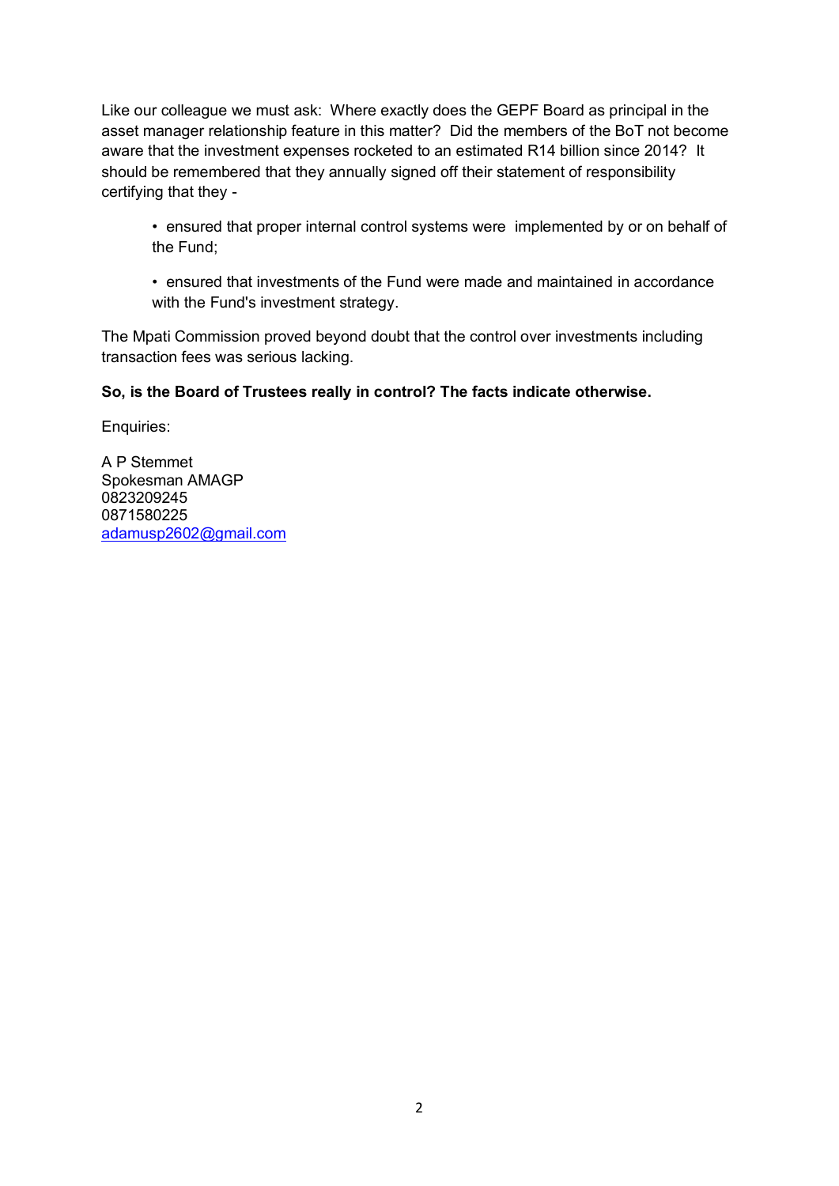Like our colleague we must ask: Where exactly does the GEPF Board as principal in the asset manager relationship feature in this matter? Did the members of the BoT not become aware that the investment expenses rocketed to an estimated R14 billion since 2014? It should be remembered that they annually signed off their statement of responsibility certifying that they -

- ensured that proper internal control systems were implemented by or on behalf of the Fund;
- ensured that investments of the Fund were made and maintained in accordance with the Fund's investment strategy.

The Mpati Commission proved beyond doubt that the control over investments including transaction fees was serious lacking.

**So, is the Board of Trustees really in control? The facts indicate otherwise.**

Enquiries:

A P Stemmet
Spokesman AMAGP
0823209245
0871580225
adamusp2602@gmail.com